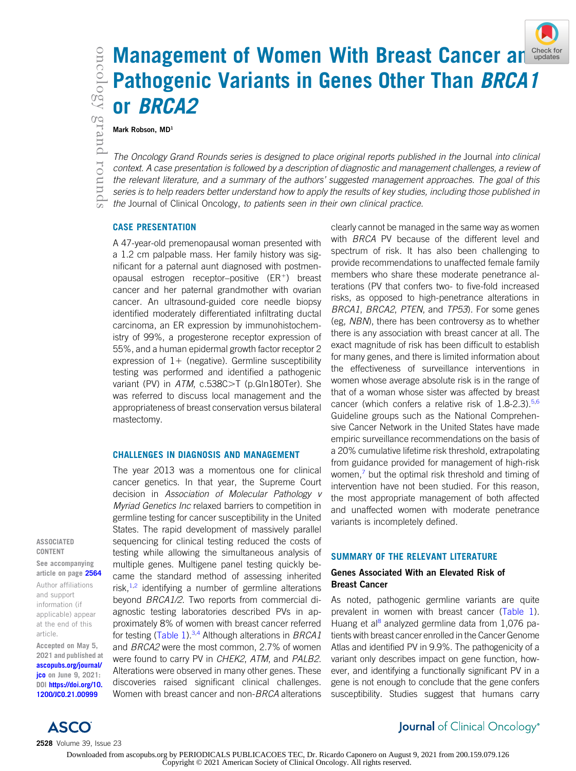# Management of Women With Breast Cancer and Pathogenic Variants in Genes Other Than *BRCA1* or *BRCA2*

**Mark Robson, MD**[1]

*The Oncology Grand Rounds series is designed to place original reports published in the* Journal *into clinical context. A case presentation is followed by a description of diagnostic and management challenges, a review of the relevant literature, and a summary of the authors' suggested management approaches. The goal of this series is to help readers better understand how to apply the results of key studies, including those published in the* Journal of Clinical Oncology, *to patients seen in their own clinical practice.*

## CASE PRESENTATION

A 47-year-old premenopausal woman presented with a 1.2 cm palpable mass. Her family history was significant for a paternal aunt diagnosed with postmenopausal estrogen receptor–positive (ER+) breast cancer and her paternal grandmother with ovarian cancer. An ultrasound-guided core needle biopsy identified moderately differentiated infiltrating ductal carcinoma, an ER expression by immunohistochemistry of 99%, a progesterone receptor expression of 55%, and a human epidermal growth factor receptor 2 expression of 1+ (negative). Germline susceptibility testing was performed and identified a pathogenic variant (PV) in *ATM*, c.538C>T (p.Gln180Ter). She was referred to discuss local management and the appropriateness of breast conservation versus bilateral mastectomy.

## CHALLENGES IN DIAGNOSIS AND MANAGEMENT

The year 2013 was a momentous one for clinical cancer genetics. In that year, the Supreme Court decision in *Association of Molecular Pathology v Myriad Genetics Inc* relaxed barriers to competition in germline testing for cancer susceptibility in the United States. The rapid development of massively parallel sequencing for clinical testing reduced the costs of testing while allowing the simultaneous analysis of multiple genes. Multigene panel testing quickly became the standard method of assessing inherited risk,[1,2] identifying a number of germline alterations beyond *BRCA1/2*. Two reports from commercial diagnostic testing laboratories described PVs in approximately 8% of women with breast cancer referred for testing (Table 1).[3,4] Although alterations in *BRCA1* and *BRCA2* were the most common, 2.7% of women were found to carry PV in *CHEK2*, *ATM*, and *PALB2*. Alterations were observed in many other genes. These discoveries raised significant clinical challenges. Women with breast cancer and non-*BRCA* alterations clearly cannot be managed in the same way as women with *BRCA* PV because of the different level and spectrum of risk. It has also been challenging to provide recommendations to unaffected female family members who share these moderate penetrance alterations (PV that confers two- to five-fold increased risks, as opposed to high-penetrance alterations in *BRCA1*, *BRCA2*, *PTEN*, and *TP53*). For some genes (eg, *NBN*), there has been controversy as to whether there is any association with breast cancer at all. The exact magnitude of risk has been difficult to establish for many genes, and there is limited information about the effectiveness of surveillance interventions in women whose average absolute risk is in the range of that of a woman whose sister was affected by breast cancer (which confers a relative risk of 1.8-2.3).[5,6] Guideline groups such as the National Comprehensive Cancer Network in the United States have made empiric surveillance recommendations on the basis of a 20% cumulative lifetime risk threshold, extrapolating from guidance provided for management of high-risk women,[7] but the optimal risk threshold and timing of intervention have not been studied. For this reason, the most appropriate management of both affected and unaffected women with moderate penetrance variants is incompletely defined.

## SUMMARY OF THE RELEVANT LITERATURE

### Genes Associated With an Elevated Risk of Breast Cancer

As noted, pathogenic germline variants are quite prevalent in women with breast cancer (Table 1). Huang et al[8] analyzed germline data from 1,076 patients with breast cancer enrolled in the Cancer Genome Atlas and identified PV in 9.9%. The pathogenicity of a variant only describes impact on gene function, however, and identifying a functionally significant PV in a gene is not enough to conclude that the gene confers susceptibility. Studies suggest that humans carry

ASSOCIATED CONTENT

See accompanying article on page 2564

Author affiliations and support information (if applicable) appear at the end of this article.

Accepted on May 5, 2021 and published at ascopubs.org/journal/jco on June 9, 2021: DOI https://doi.org/10.1200/JCO.21.00999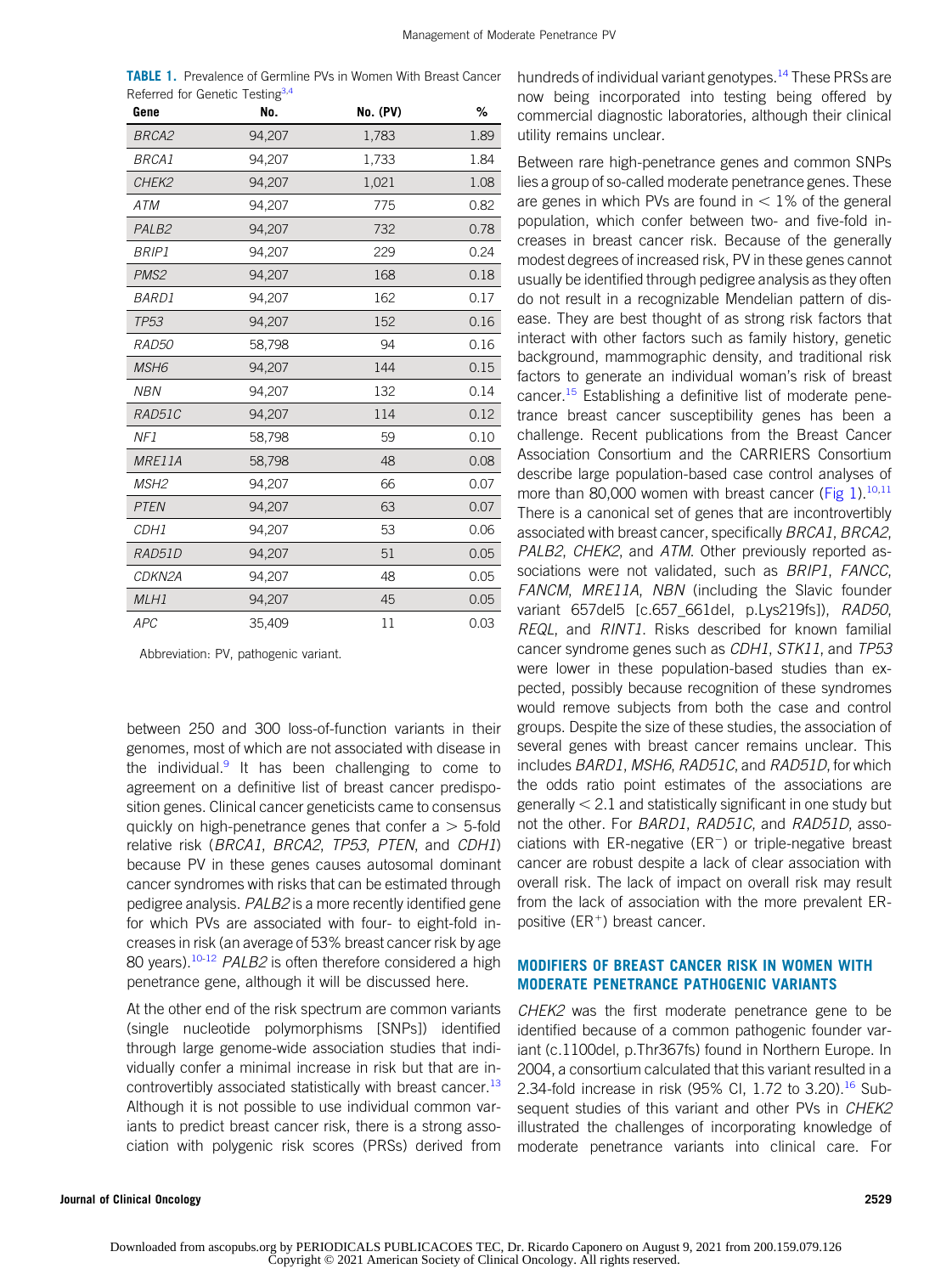**TABLE 1.** Prevalence of Germline PVs in Women With Breast Cancer Referred for Genetic Testing[3,4]

| Gene | No. | No. (PV) | % |
|---|---|---|---|
| *BRCA2* | 94,207 | 1,783 | 1.89 |
| *BRCA1* | 94,207 | 1,733 | 1.84 |
| *CHEK2* | 94,207 | 1,021 | 1.08 |
| *ATM* | 94,207 | 775 | 0.82 |
| *PALB2* | 94,207 | 732 | 0.78 |
| *BRIP1* | 94,207 | 229 | 0.24 |
| *PMS2* | 94,207 | 168 | 0.18 |
| *BARD1* | 94,207 | 162 | 0.17 |
| *TP53* | 94,207 | 152 | 0.16 |
| *RAD50* | 58,798 | 94 | 0.16 |
| *MSH6* | 94,207 | 144 | 0.15 |
| *NBN* | 94,207 | 132 | 0.14 |
| *RAD51C* | 94,207 | 114 | 0.12 |
| *NF1* | 58,798 | 59 | 0.10 |
| *MRE11A* | 58,798 | 48 | 0.08 |
| *MSH2* | 94,207 | 66 | 0.07 |
| *PTEN* | 94,207 | 63 | 0.07 |
| *CDH1* | 94,207 | 53 | 0.06 |
| *RAD51D* | 94,207 | 51 | 0.05 |
| *CDKN2A* | 94,207 | 48 | 0.05 |
| *MLH1* | 94,207 | 45 | 0.05 |
| *APC* | 35,409 | 11 | 0.03 |

Abbreviation: PV, pathogenic variant.

between 250 and 300 loss-of-function variants in their genomes, most of which are not associated with disease in the individual.[9] It has been challenging to come to agreement on a definitive list of breast cancer predisposition genes. Clinical cancer geneticists came to consensus quickly on high-penetrance genes that confer a > 5-fold relative risk (*BRCA1*, *BRCA2*, *TP53*, *PTEN*, and *CDH1*) because PV in these genes causes autosomal dominant cancer syndromes with risks that can be estimated through pedigree analysis. *PALB2* is a more recently identified gene for which PVs are associated with four- to eight-fold increases in risk (an average of 53% breast cancer risk by age 80 years).[10-12] *PALB2* is often therefore considered a high penetrance gene, although it will be discussed here.

At the other end of the risk spectrum are common variants (single nucleotide polymorphisms [SNPs]) identified through large genome-wide association studies that individually confer a minimal increase in risk but that are incontrovertibly associated statistically with breast cancer.[13] Although it is not possible to use individual common variants to predict breast cancer risk, there is a strong association with polygenic risk scores (PRSs) derived from hundreds of individual variant genotypes.[14] These PRSs are now being incorporated into testing being offered by commercial diagnostic laboratories, although their clinical utility remains unclear.

Between rare high-penetrance genes and common SNPs lies a group of so-called moderate penetrance genes. These are genes in which PVs are found in < 1% of the general population, which confer between two- and five-fold increases in breast cancer risk. Because of the generally modest degrees of increased risk, PV in these genes cannot usually be identified through pedigree analysis as they often do not result in a recognizable Mendelian pattern of disease. They are best thought of as strong risk factors that interact with other factors such as family history, genetic background, mammographic density, and traditional risk factors to generate an individual woman's risk of breast cancer.[15] Establishing a definitive list of moderate penetrance breast cancer susceptibility genes has been a challenge. Recent publications from the Breast Cancer Association Consortium and the CARRIERS Consortium describe large population-based case control analyses of more than 80,000 women with breast cancer (Fig 1).[10,11] There is a canonical set of genes that are incontrovertibly associated with breast cancer, specifically *BRCA1*, *BRCA2*, *PALB2*, *CHEK2*, and *ATM*. Other previously reported associations were not validated, such as *BRIP1*, *FANCC*, *FANCM*, *MRE11A*, *NBN* (including the Slavic founder variant 657del5 [c.657_661del, p.Lys219fs]), *RAD50*, *REQL*, and *RINT1*. Risks described for known familial cancer syndrome genes such as *CDH1*, *STK11*, and *TP53* were lower in these population-based studies than expected, possibly because recognition of these syndromes would remove subjects from both the case and control groups. Despite the size of these studies, the association of several genes with breast cancer remains unclear. This includes *BARD1*, *MSH6*, *RAD51C*, and *RAD51D*, for which the odds ratio point estimates of the associations are generally < 2.1 and statistically significant in one study but not the other. For *BARD1*, *RAD51C*, and *RAD51D*, associations with ER-negative (ER−) or triple-negative breast cancer are robust despite a lack of clear association with overall risk. The lack of impact on overall risk may result from the lack of association with the more prevalent ER-positive (ER+) breast cancer.

## MODIFIERS OF BREAST CANCER RISK IN WOMEN WITH MODERATE PENETRANCE PATHOGENIC VARIANTS

*CHEK2* was the first moderate penetrance gene to be identified because of a common pathogenic founder variant (c.1100del, p.Thr367fs) found in Northern Europe. In 2004, a consortium calculated that this variant resulted in a 2.34-fold increase in risk (95% CI, 1.72 to 3.20).[16] Subsequent studies of this variant and other PVs in *CHEK2* illustrated the challenges of incorporating knowledge of moderate penetrance variants into clinical care. For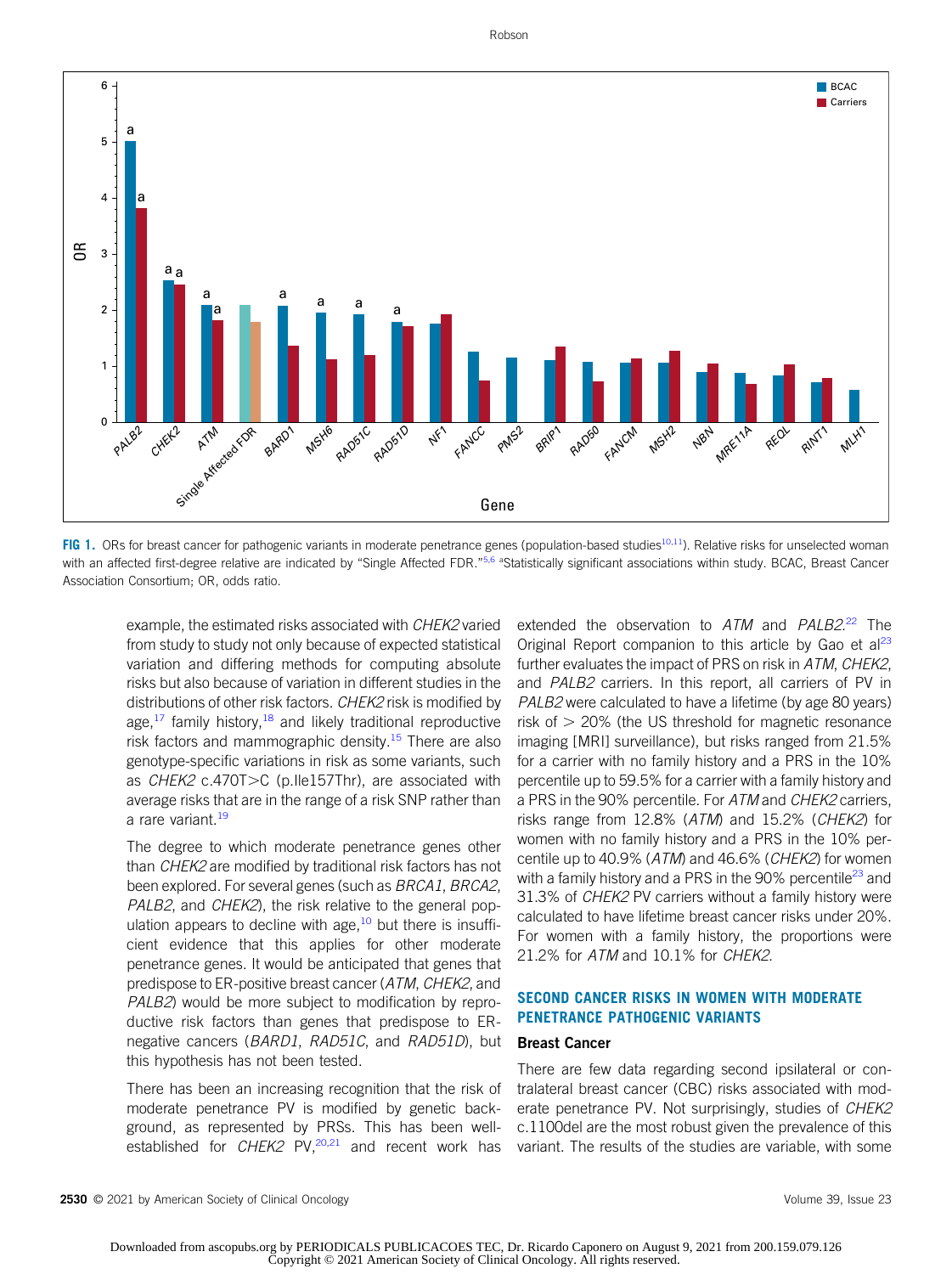FIG 1. ORs for breast cancer for pathogenic variants in moderate penetrance genes (population-based studies[10,11]). Relative risks for unselected woman with an affected first-degree relative are indicated by "Single Affected FDR."[5,6] [a]Statistically significant associations within study. BCAC, Breast Cancer Association Consortium; OR, odds ratio.

example, the estimated risks associated with *CHEK2* varied from study to study not only because of expected statistical variation and differing methods for computing absolute risks but also because of variation in different studies in the distributions of other risk factors. *CHEK2* risk is modified by age,[17] family history,[18] and likely traditional reproductive risk factors and mammographic density.[15] There are also genotype-specific variations in risk as some variants, such as *CHEK2* c.470T>C (p.Ile157Thr), are associated with average risks that are in the range of a risk SNP rather than a rare variant.[19]

The degree to which moderate penetrance genes other than *CHEK2* are modified by traditional risk factors has not been explored. For several genes (such as *BRCA1*, *BRCA2*, *PALB2*, and *CHEK2*), the risk relative to the general population appears to decline with age,[10] but there is insufficient evidence that this applies for other moderate penetrance genes. It would be anticipated that genes that predispose to ER-positive breast cancer (*ATM*, *CHEK2*, and *PALB2*) would be more subject to modification by reproductive risk factors than genes that predispose to ER-negative cancers (*BARD1*, *RAD51C*, and *RAD51D*), but this hypothesis has not been tested.

There has been an increasing recognition that the risk of moderate penetrance PV is modified by genetic background, as represented by PRSs. This has been well-established for *CHEK2* PV,[20,21] and recent work has extended the observation to *ATM* and *PALB2*.[22] The Original Report companion to this article by Gao et al[23] further evaluates the impact of PRS on risk in *ATM*, *CHEK2*, and *PALB2* carriers. In this report, all carriers of PV in *PALB2* were calculated to have a lifetime (by age 80 years) risk of > 20% (the US threshold for magnetic resonance imaging [MRI] surveillance), but risks ranged from 21.5% for a carrier with no family history and a PRS in the 10% percentile up to 59.5% for a carrier with a family history and a PRS in the 90% percentile. For *ATM* and *CHEK2* carriers, risks range from 12.8% (*ATM*) and 15.2% (*CHEK2*) for women with no family history and a PRS in the 10% percentile up to 40.9% (*ATM*) and 46.6% (*CHEK2*) for women with a family history and a PRS in the 90% percentile[23] and 31.3% of *CHEK2* PV carriers without a family history were calculated to have lifetime breast cancer risks under 20%. For women with a family history, the proportions were 21.2% for *ATM* and 10.1% for *CHEK2*.

## SECOND CANCER RISKS IN WOMEN WITH MODERATE PENETRANCE PATHOGENIC VARIANTS

### Breast Cancer

There are few data regarding second ipsilateral or contralateral breast cancer (CBC) risks associated with moderate penetrance PV. Not surprisingly, studies of *CHEK2* c.1100del are the most robust given the prevalence of this variant. The results of the studies are variable, with some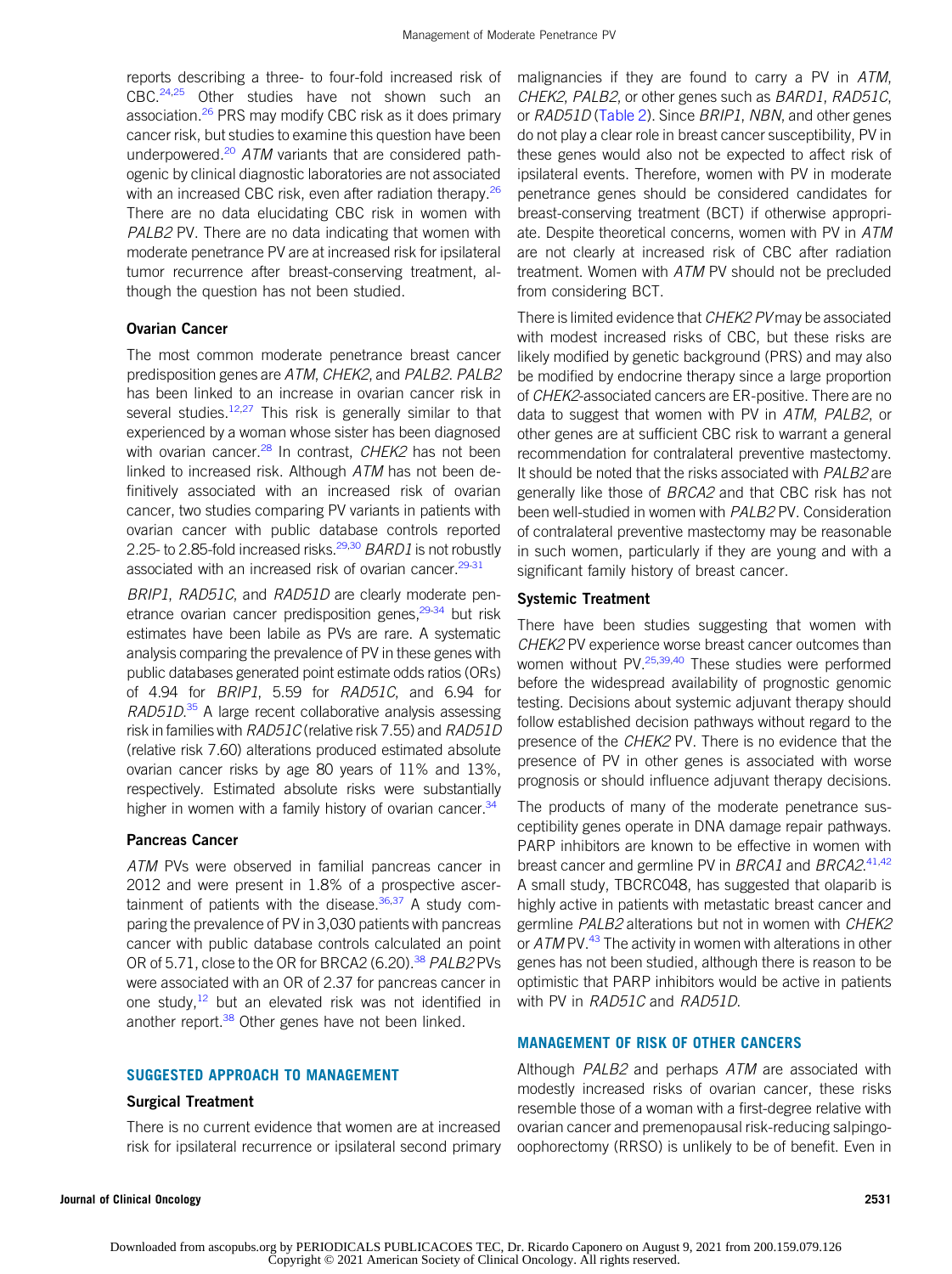reports describing a three- to four-fold increased risk of CBC.[24,25] Other studies have not shown such an association.[26] PRS may modify CBC risk as it does primary cancer risk, but studies to examine this question have been underpowered.[20] *ATM* variants that are considered pathogenic by clinical diagnostic laboratories are not associated with an increased CBC risk, even after radiation therapy.[26] There are no data elucidating CBC risk in women with *PALB2* PV. There are no data indicating that women with moderate penetrance PV are at increased risk for ipsilateral tumor recurrence after breast-conserving treatment, although the question has not been studied.

### Ovarian Cancer

The most common moderate penetrance breast cancer predisposition genes are *ATM*, *CHEK2*, and *PALB2*. *PALB2* has been linked to an increase in ovarian cancer risk in several studies.[12,27] This risk is generally similar to that experienced by a woman whose sister has been diagnosed with ovarian cancer.[28] In contrast, *CHEK2* has not been linked to increased risk. Although *ATM* has not been definitively associated with an increased risk of ovarian cancer, two studies comparing PV variants in patients with ovarian cancer with public database controls reported 2.25- to 2.85-fold increased risks.[29,30] *BARD1* is not robustly associated with an increased risk of ovarian cancer.[29-31]

*BRIP1*, *RAD51C*, and *RAD51D* are clearly moderate penetrance ovarian cancer predisposition genes,[29-34] but risk estimates have been labile as PVs are rare. A systematic analysis comparing the prevalence of PV in these genes with public databases generated point estimate odds ratios (ORs) of 4.94 for *BRIP1*, 5.59 for *RAD51C*, and 6.94 for *RAD51D*.[35] A large recent collaborative analysis assessing risk in families with *RAD51C* (relative risk 7.55) and *RAD51D* (relative risk 7.60) alterations produced estimated absolute ovarian cancer risks by age 80 years of 11% and 13%, respectively. Estimated absolute risks were substantially higher in women with a family history of ovarian cancer.[34]

### Pancreas Cancer

*ATM* PVs were observed in familial pancreas cancer in 2012 and were present in 1.8% of a prospective ascertainment of patients with the disease.[36,37] A study comparing the prevalence of PV in 3,030 patients with pancreas cancer with public database controls calculated an point OR of 5.71, close to the OR for BRCA2 (6.20).[38] *PALB2* PVs were associated with an OR of 2.37 for pancreas cancer in one study,[12] but an elevated risk was not identified in another report.[38] Other genes have not been linked.

## SUGGESTED APPROACH TO MANAGEMENT

### Surgical Treatment

There is no current evidence that women are at increased risk for ipsilateral recurrence or ipsilateral second primary malignancies if they are found to carry a PV in *ATM*, *CHEK2*, *PALB2*, or other genes such as *BARD1*, *RAD51C*, or *RAD51D* (Table 2). Since *BRIP1*, *NBN*, and other genes do not play a clear role in breast cancer susceptibility, PV in these genes would also not be expected to affect risk of ipsilateral events. Therefore, women with PV in moderate penetrance genes should be considered candidates for breast-conserving treatment (BCT) if otherwise appropriate. Despite theoretical concerns, women with PV in *ATM* are not clearly at increased risk of CBC after radiation treatment. Women with *ATM* PV should not be precluded from considering BCT.

There is limited evidence that *CHEK2 PV* may be associated with modest increased risks of CBC, but these risks are likely modified by genetic background (PRS) and may also be modified by endocrine therapy since a large proportion of *CHEK2*-associated cancers are ER-positive. There are no data to suggest that women with PV in *ATM*, *PALB2*, or other genes are at sufficient CBC risk to warrant a general recommendation for contralateral preventive mastectomy. It should be noted that the risks associated with *PALB2* are generally like those of *BRCA2* and that CBC risk has not been well-studied in women with *PALB2* PV. Consideration of contralateral preventive mastectomy may be reasonable in such women, particularly if they are young and with a significant family history of breast cancer.

### Systemic Treatment

There have been studies suggesting that women with *CHEK2* PV experience worse breast cancer outcomes than women without PV.[25,39,40] These studies were performed before the widespread availability of prognostic genomic testing. Decisions about systemic adjuvant therapy should follow established decision pathways without regard to the presence of the *CHEK2* PV. There is no evidence that the presence of PV in other genes is associated with worse prognosis or should influence adjuvant therapy decisions.

The products of many of the moderate penetrance susceptibility genes operate in DNA damage repair pathways. PARP inhibitors are known to be effective in women with breast cancer and germline PV in *BRCA1* and *BRCA2*.[41,42] A small study, TBCRC048, has suggested that olaparib is highly active in patients with metastatic breast cancer and germline *PALB2* alterations but not in women with *CHEK2* or *ATM* PV.[43] The activity in women with alterations in other genes has not been studied, although there is reason to be optimistic that PARP inhibitors would be active in patients with PV in *RAD51C* and *RAD51D*.

## MANAGEMENT OF RISK OF OTHER CANCERS

Although *PALB2* and perhaps *ATM* are associated with modestly increased risks of ovarian cancer, these risks resemble those of a woman with a first-degree relative with ovarian cancer and premenopausal risk-reducing salpingo-oophorectomy (RRSO) is unlikely to be of benefit. Even in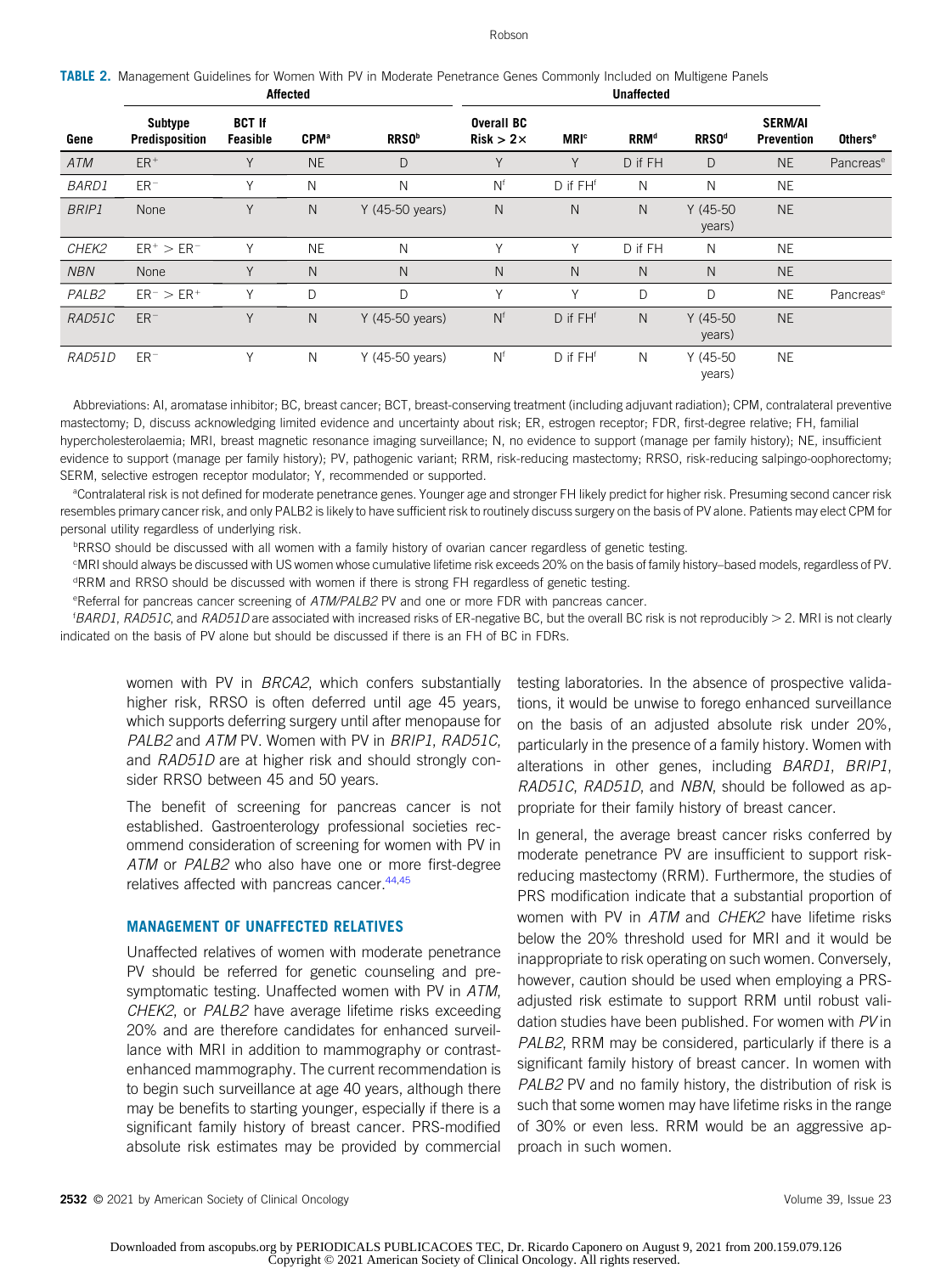**TABLE 2.** Management Guidelines for Women With PV in Moderate Penetrance Genes Commonly Included on Multigene Panels

| | Affected | | | | Unaffected | | | | | |
|---|---|---|---|---|---|---|---|---|---|---|
| Gene | Subtype Predisposition | BCT If Feasible | CPM[a] | RRSO[b] | Overall BC Risk > 2× | MRI[c] | RRM[d] | RRSO[d] | SERM/AI Prevention | Others[e] |
| *ATM* | ER+ | Y | NE | D | Y | Y | D if FH | D | NE | Pancreas[e] |
| *BARD1* | ER− | Y | N | N | N[f] | D if FH[f] | N | N | NE | |
| *BRIP1* | None | Y | N | Y (45-50 years) | N | N | N | Y (45-50 years) | NE | |
| *CHEK2* | ER+ > ER− | Y | NE | N | Y | Y | D if FH | N | NE | |
| *NBN* | None | Y | N | N | N | N | N | N | NE | |
| *PALB2* | ER− > ER+ | Y | D | D | Y | Y | D | D | NE | Pancreas[e] |
| *RAD51C* | ER− | Y | N | Y (45-50 years) | N[f] | D if FH[f] | N | Y (45-50 years) | NE | |
| *RAD51D* | ER− | Y | N | Y (45-50 years) | N[f] | D if FH[f] | N | Y (45-50 years) | NE | |

Abbreviations: AI, aromatase inhibitor; BC, breast cancer; BCT, breast-conserving treatment (including adjuvant radiation); CPM, contralateral preventive mastectomy; D, discuss acknowledging limited evidence and uncertainty about risk; ER, estrogen receptor; FDR, first-degree relative; FH, familial hypercholesterolaemia; MRI, breast magnetic resonance imaging surveillance; N, no evidence to support (manage per family history); NE, insufficient evidence to support (manage per family history); PV, pathogenic variant; RRM, risk-reducing mastectomy; RRSO, risk-reducing salpingo-oophorectomy; SERM, selective estrogen receptor modulator; Y, recommended or supported.

[a]Contralateral risk is not defined for moderate penetrance genes. Younger age and stronger FH likely predict for higher risk. Presuming second cancer risk resembles primary cancer risk, and only PALB2 is likely to have sufficient risk to routinely discuss surgery on the basis of PV alone. Patients may elect CPM for personal utility regardless of underlying risk.

[b]RRSO should be discussed with all women with a family history of ovarian cancer regardless of genetic testing.

[c]MRI should always be discussed with US women whose cumulative lifetime risk exceeds 20% on the basis of family history–based models, regardless of PV.

[d]RRM and RRSO should be discussed with women if there is strong FH regardless of genetic testing.

[e]Referral for pancreas cancer screening of *ATM/PALB2* PV and one or more FDR with pancreas cancer.

[f]*BARD1*, *RAD51C*, and *RAD51D* are associated with increased risks of ER-negative BC, but the overall BC risk is not reproducibly > 2. MRI is not clearly indicated on the basis of PV alone but should be discussed if there is an FH of BC in FDRs.

women with PV in *BRCA2*, which confers substantially higher risk, RRSO is often deferred until age 45 years, which supports deferring surgery until after menopause for *PALB2* and *ATM* PV. Women with PV in *BRIP1*, *RAD51C*, and *RAD51D* are at higher risk and should strongly consider RRSO between 45 and 50 years.

The benefit of screening for pancreas cancer is not established. Gastroenterology professional societies recommend consideration of screening for women with PV in *ATM* or *PALB2* who also have one or more first-degree relatives affected with pancreas cancer.[44,45]

## MANAGEMENT OF UNAFFECTED RELATIVES

Unaffected relatives of women with moderate penetrance PV should be referred for genetic counseling and presymptomatic testing. Unaffected women with PV in *ATM*, *CHEK2*, or *PALB2* have average lifetime risks exceeding 20% and are therefore candidates for enhanced surveillance with MRI in addition to mammography or contrast-enhanced mammography. The current recommendation is to begin such surveillance at age 40 years, although there may be benefits to starting younger, especially if there is a significant family history of breast cancer. PRS-modified absolute risk estimates may be provided by commercial testing laboratories. In the absence of prospective validations, it would be unwise to forego enhanced surveillance on the basis of an adjusted absolute risk under 20%, particularly in the presence of a family history. Women with alterations in other genes, including *BARD1*, *BRIP1*, *RAD51C*, *RAD51D*, and *NBN*, should be followed as appropriate for their family history of breast cancer.

In general, the average breast cancer risks conferred by moderate penetrance PV are insufficient to support risk-reducing mastectomy (RRM). Furthermore, the studies of PRS modification indicate that a substantial proportion of women with PV in *ATM* and *CHEK2* have lifetime risks below the 20% threshold used for MRI and it would be inappropriate to risk operating on such women. Conversely, however, caution should be used when employing a PRS-adjusted risk estimate to support RRM until robust validation studies have been published. For women with *PV* in *PALB2*, RRM may be considered, particularly if there is a significant family history of breast cancer. In women with *PALB2* PV and no family history, the distribution of risk is such that some women may have lifetime risks in the range of 30% or even less. RRM would be an aggressive approach in such women.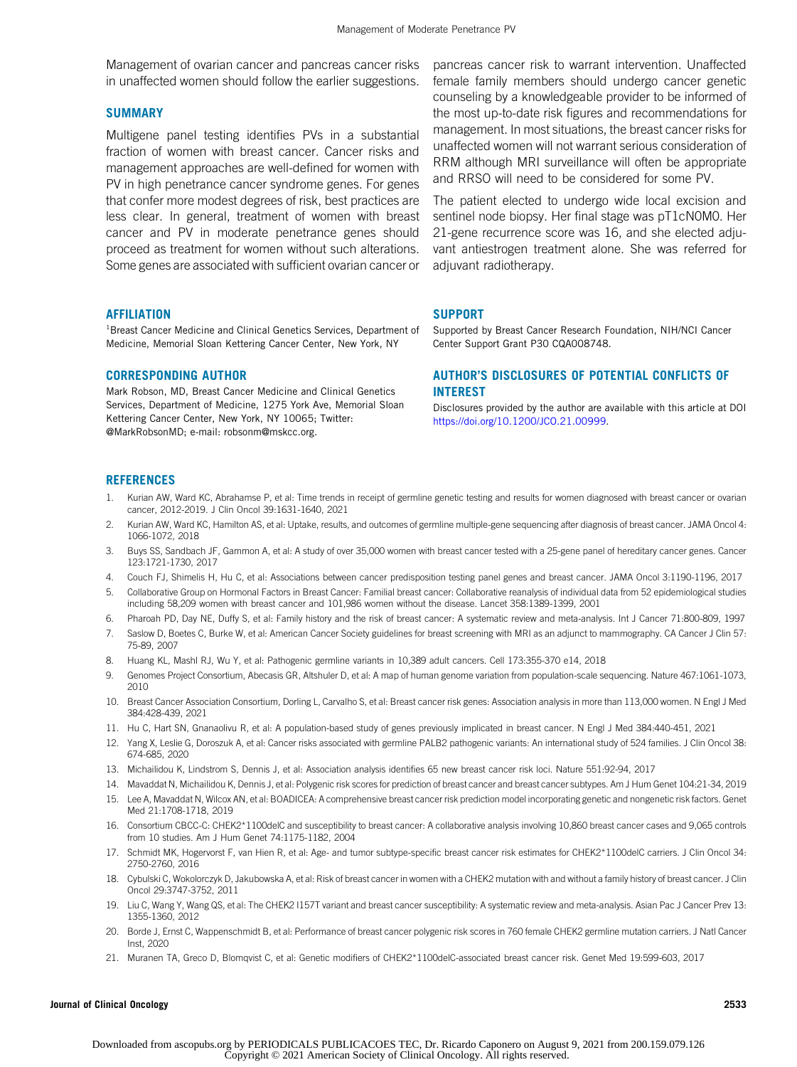Management of ovarian cancer and pancreas cancer risks in unaffected women should follow the earlier suggestions.

## SUMMARY

Multigene panel testing identifies PVs in a substantial fraction of women with breast cancer. Cancer risks and management approaches are well-defined for women with PV in high penetrance cancer syndrome genes. For genes that confer more modest degrees of risk, best practices are less clear. In general, treatment of women with breast cancer and PV in moderate penetrance genes should proceed as treatment for women without such alterations. Some genes are associated with sufficient ovarian cancer or pancreas cancer risk to warrant intervention. Unaffected female family members should undergo cancer genetic counseling by a knowledgeable provider to be informed of the most up-to-date risk figures and recommendations for management. In most situations, the breast cancer risks for unaffected women will not warrant serious consideration of RRM although MRI surveillance will often be appropriate and RRSO will need to be considered for some PV.

The patient elected to undergo wide local excision and sentinel node biopsy. Her final stage was pT1cN0M0. Her 21-gene recurrence score was 16, and she elected adjuvant antiestrogen treatment alone. She was referred for adjuvant radiotherapy.

## AFFILIATION

[1]Breast Cancer Medicine and Clinical Genetics Services, Department of Medicine, Memorial Sloan Kettering Cancer Center, New York, NY

## CORRESPONDING AUTHOR

Mark Robson, MD, Breast Cancer Medicine and Clinical Genetics Services, Department of Medicine, 1275 York Ave, Memorial Sloan Kettering Cancer Center, New York, NY 10065; Twitter: @MarkRobsonMD; e-mail: robsonm@mskcc.org.

## SUPPORT

Supported by Breast Cancer Research Foundation, NIH/NCI Cancer Center Support Grant P30 CQA008748.

## AUTHOR'S DISCLOSURES OF POTENTIAL CONFLICTS OF INTEREST

Disclosures provided by the author are available with this article at DOI https://doi.org/10.1200/JCO.21.00999.

## REFERENCES

1. Kurian AW, Ward KC, Abrahamse P, et al: Time trends in receipt of germline genetic testing and results for women diagnosed with breast cancer or ovarian cancer, 2012-2019. J Clin Oncol 39:1631-1640, 2021
2. Kurian AW, Ward KC, Hamilton AS, et al: Uptake, results, and outcomes of germline multiple-gene sequencing after diagnosis of breast cancer. JAMA Oncol 4: 1066-1072, 2018
3. Buys SS, Sandbach JF, Gammon A, et al: A study of over 35,000 women with breast cancer tested with a 25-gene panel of hereditary cancer genes. Cancer 123:1721-1730, 2017
4. Couch FJ, Shimelis H, Hu C, et al: Associations between cancer predisposition testing panel genes and breast cancer. JAMA Oncol 3:1190-1196, 2017
5. Collaborative Group on Hormonal Factors in Breast Cancer: Familial breast cancer: Collaborative reanalysis of individual data from 52 epidemiological studies including 58,209 women with breast cancer and 101,986 women without the disease. Lancet 358:1389-1399, 2001
6. Pharoah PD, Day NE, Duffy S, et al: Family history and the risk of breast cancer: A systematic review and meta-analysis. Int J Cancer 71:800-809, 1997
7. Saslow D, Boetes C, Burke W, et al: American Cancer Society guidelines for breast screening with MRI as an adjunct to mammography. CA Cancer J Clin 57: 75-89, 2007
8. Huang KL, Mashl RJ, Wu Y, et al: Pathogenic germline variants in 10,389 adult cancers. Cell 173:355-370 e14, 2018
9. Genomes Project Consortium, Abecasis GR, Altshuler D, et al: A map of human genome variation from population-scale sequencing. Nature 467:1061-1073, 2010
10. Breast Cancer Association Consortium, Dorling L, Carvalho S, et al: Breast cancer risk genes: Association analysis in more than 113,000 women. N Engl J Med 384:428-439, 2021
11. Hu C, Hart SN, Gnanaolivu R, et al: A population-based study of genes previously implicated in breast cancer. N Engl J Med 384:440-451, 2021
12. Yang X, Leslie G, Doroszuk A, et al: Cancer risks associated with germline PALB2 pathogenic variants: An international study of 524 families. J Clin Oncol 38: 674-685, 2020
13. Michailidou K, Lindstrom S, Dennis J, et al: Association analysis identifies 65 new breast cancer risk loci. Nature 551:92-94, 2017
14. Mavaddat N, Michailidou K, Dennis J, et al: Polygenic risk scores for prediction of breast cancer and breast cancer subtypes. Am J Hum Genet 104:21-34, 2019
15. Lee A, Mavaddat N, Wilcox AN, et al: BOADICEA: A comprehensive breast cancer risk prediction model incorporating genetic and nongenetic risk factors. Genet Med 21:1708-1718, 2019
16. Consortium CBCC-C: CHEK2*1100delC and susceptibility to breast cancer: A collaborative analysis involving 10,860 breast cancer cases and 9,065 controls from 10 studies. Am J Hum Genet 74:1175-1182, 2004
17. Schmidt MK, Hogervorst F, van Hien R, et al: Age- and tumor subtype-specific breast cancer risk estimates for CHEK2*1100delC carriers. J Clin Oncol 34: 2750-2760, 2016
18. Cybulski C, Wokolorczyk D, Jakubowska A, et al: Risk of breast cancer in women with a CHEK2 mutation with and without a family history of breast cancer. J Clin Oncol 29:3747-3752, 2011
19. Liu C, Wang Y, Wang QS, et al: The CHEK2 I157T variant and breast cancer susceptibility: A systematic review and meta-analysis. Asian Pac J Cancer Prev 13: 1355-1360, 2012
20. Borde J, Ernst C, Wappenschmidt B, et al: Performance of breast cancer polygenic risk scores in 760 female CHEK2 germline mutation carriers. J Natl Cancer Inst, 2020
21. Muranen TA, Greco D, Blomqvist C, et al: Genetic modifiers of CHEK2*1100delC-associated breast cancer risk. Genet Med 19:599-603, 2017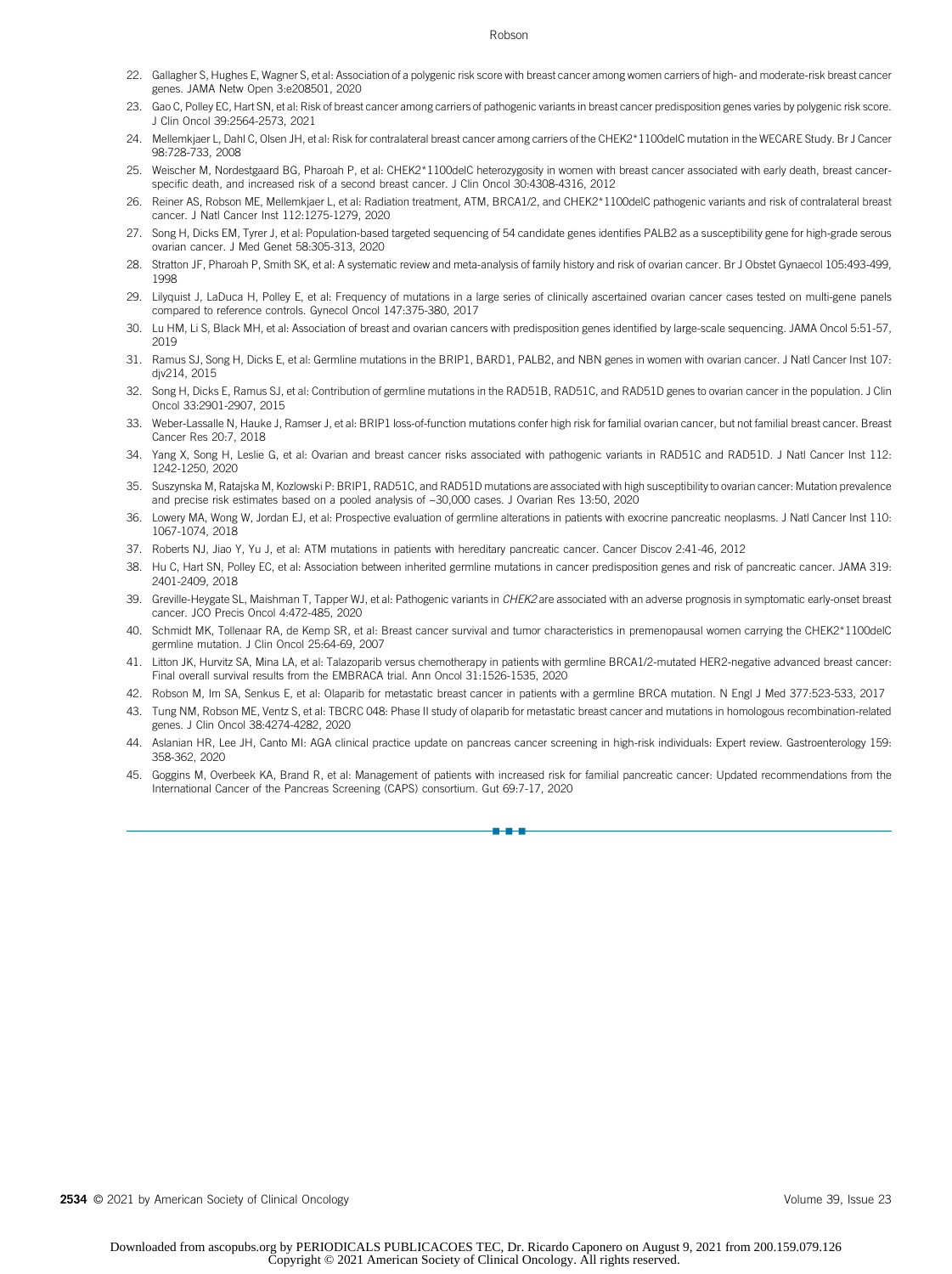22. Gallagher S, Hughes E, Wagner S, et al: Association of a polygenic risk score with breast cancer among women carriers of high- and moderate-risk breast cancer genes. JAMA Netw Open 3:e208501, 2020
23. Gao C, Polley EC, Hart SN, et al: Risk of breast cancer among carriers of pathogenic variants in breast cancer predisposition genes varies by polygenic risk score. J Clin Oncol 39:2564-2573, 2021
24. Mellemkjaer L, Dahl C, Olsen JH, et al: Risk for contralateral breast cancer among carriers of the CHEK2*1100delC mutation in the WECARE Study. Br J Cancer 98:728-733, 2008
25. Weischer M, Nordestgaard BG, Pharoah P, et al: CHEK2*1100delC heterozygosity in women with breast cancer associated with early death, breast cancer-specific death, and increased risk of a second breast cancer. J Clin Oncol 30:4308-4316, 2012
26. Reiner AS, Robson ME, Mellemkjaer L, et al: Radiation treatment, ATM, BRCA1/2, and CHEK2*1100delC pathogenic variants and risk of contralateral breast cancer. J Natl Cancer Inst 112:1275-1279, 2020
27. Song H, Dicks EM, Tyrer J, et al: Population-based targeted sequencing of 54 candidate genes identifies PALB2 as a susceptibility gene for high-grade serous ovarian cancer. J Med Genet 58:305-313, 2020
28. Stratton JF, Pharoah P, Smith SK, et al: A systematic review and meta-analysis of family history and risk of ovarian cancer. Br J Obstet Gynaecol 105:493-499, 1998
29. Lilyquist J, LaDuca H, Polley E, et al: Frequency of mutations in a large series of clinically ascertained ovarian cancer cases tested on multi-gene panels compared to reference controls. Gynecol Oncol 147:375-380, 2017
30. Lu HM, Li S, Black MH, et al: Association of breast and ovarian cancers with predisposition genes identified by large-scale sequencing. JAMA Oncol 5:51-57, 2019
31. Ramus SJ, Song H, Dicks E, et al: Germline mutations in the BRIP1, BARD1, PALB2, and NBN genes in women with ovarian cancer. J Natl Cancer Inst 107: djv214, 2015
32. Song H, Dicks E, Ramus SJ, et al: Contribution of germline mutations in the RAD51B, RAD51C, and RAD51D genes to ovarian cancer in the population. J Clin Oncol 33:2901-2907, 2015
33. Weber-Lassalle N, Hauke J, Ramser J, et al: BRIP1 loss-of-function mutations confer high risk for familial ovarian cancer, but not familial breast cancer. Breast Cancer Res 20:7, 2018
34. Yang X, Song H, Leslie G, et al: Ovarian and breast cancer risks associated with pathogenic variants in RAD51C and RAD51D. J Natl Cancer Inst 112: 1242-1250, 2020
35. Suszynska M, Ratajska M, Kozlowski P: BRIP1, RAD51C, and RAD51D mutations are associated with high susceptibility to ovarian cancer: Mutation prevalence and precise risk estimates based on a pooled analysis of ~30,000 cases. J Ovarian Res 13:50, 2020
36. Lowery MA, Wong W, Jordan EJ, et al: Prospective evaluation of germline alterations in patients with exocrine pancreatic neoplasms. J Natl Cancer Inst 110: 1067-1074, 2018
37. Roberts NJ, Jiao Y, Yu J, et al: ATM mutations in patients with hereditary pancreatic cancer. Cancer Discov 2:41-46, 2012
38. Hu C, Hart SN, Polley EC, et al: Association between inherited germline mutations in cancer predisposition genes and risk of pancreatic cancer. JAMA 319: 2401-2409, 2018
39. Greville-Heygate SL, Maishman T, Tapper WJ, et al: Pathogenic variants in *CHEK2* are associated with an adverse prognosis in symptomatic early-onset breast cancer. JCO Precis Oncol 4:472-485, 2020
40. Schmidt MK, Tollenaar RA, de Kemp SR, et al: Breast cancer survival and tumor characteristics in premenopausal women carrying the CHEK2*1100delC germline mutation. J Clin Oncol 25:64-69, 2007
41. Litton JK, Hurvitz SA, Mina LA, et al: Talazoparib versus chemotherapy in patients with germline BRCA1/2-mutated HER2-negative advanced breast cancer: Final overall survival results from the EMBRACA trial. Ann Oncol 31:1526-1535, 2020
42. Robson M, Im SA, Senkus E, et al: Olaparib for metastatic breast cancer in patients with a germline BRCA mutation. N Engl J Med 377:523-533, 2017
43. Tung NM, Robson ME, Ventz S, et al: TBCRC 048: Phase II study of olaparib for metastatic breast cancer and mutations in homologous recombination-related genes. J Clin Oncol 38:4274-4282, 2020
44. Aslanian HR, Lee JH, Canto MI: AGA clinical practice update on pancreas cancer screening in high-risk individuals: Expert review. Gastroenterology 159: 358-362, 2020
45. Goggins M, Overbeek KA, Brand R, et al: Management of patients with increased risk for familial pancreatic cancer: Updated recommendations from the International Cancer of the Pancreas Screening (CAPS) consortium. Gut 69:7-17, 2020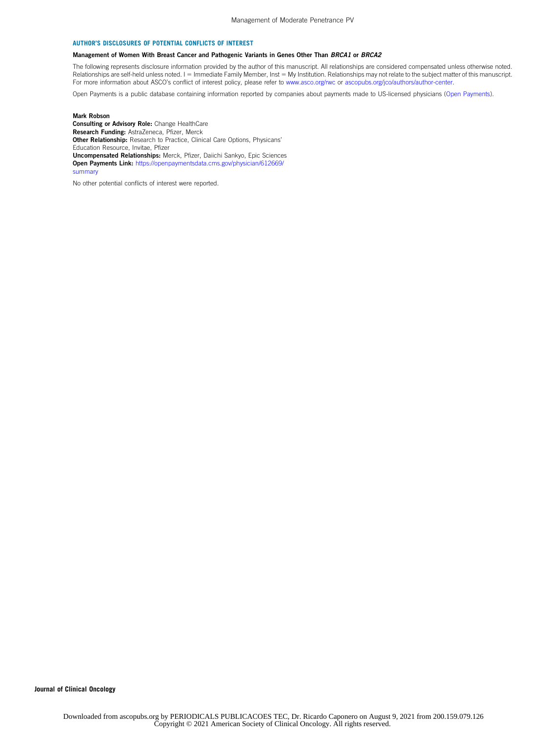## AUTHOR'S DISCLOSURES OF POTENTIAL CONFLICTS OF INTEREST

**Management of Women With Breast Cancer and Pathogenic Variants in Genes Other Than *BRCA1* or *BRCA2***

The following represents disclosure information provided by the author of this manuscript. All relationships are considered compensated unless otherwise noted. Relationships are self-held unless noted. I = Immediate Family Member, Inst = My Institution. Relationships may not relate to the subject matter of this manuscript. For more information about ASCO's conflict of interest policy, please refer to www.asco.org/rwc or ascopubs.org/jco/authors/author-center.

Open Payments is a public database containing information reported by companies about payments made to US-licensed physicians (Open Payments).

**Mark Robson**
**Consulting or Advisory Role:** Change HealthCare
**Research Funding:** AstraZeneca, Pfizer, Merck
**Other Relationship:** Research to Practice, Clinical Care Options, Physicans' Education Resource, Invitae, Pfizer
**Uncompensated Relationships:** Merck, Pfizer, Daiichi Sankyo, Epic Sciences
**Open Payments Link:** https://openpaymentsdata.cms.gov/physician/612669/summary

No other potential conflicts of interest were reported.